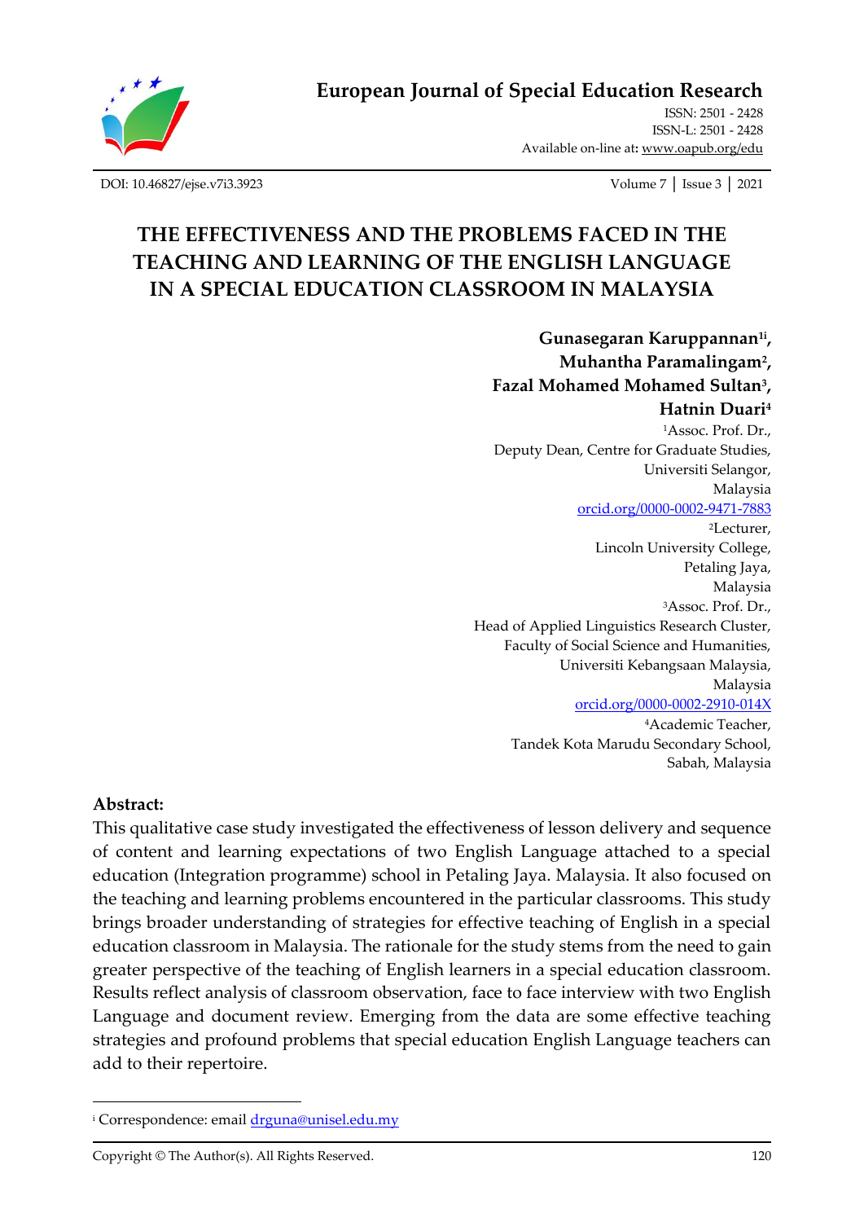# THE EFFECTIVENESS AND THE PROBLEMS FACED IN THE TEACHING AND LEARNING OF THE ENGLISH LANGUAGE IN A SPECIAL EDUCATION CLASSROOM IN MALAYSIA

**Gunasegaran Karuppannan[1i],**
**Muhantha Paramalingam[2],**
**Fazal Mohamed Mohamed Sultan[3],**
**Hatnin Duari[4]**

[1]Assoc. Prof. Dr.,
Deputy Dean, Centre for Graduate Studies,
Universiti Selangor,
Malaysia
orcid.org/0000-0002-9471-7883

[2]Lecturer,
Lincoln University College,
Petaling Jaya,
Malaysia

[3]Assoc. Prof. Dr.,
Head of Applied Linguistics Research Cluster,
Faculty of Social Science and Humanities,
Universiti Kebangsaan Malaysia,
Malaysia
orcid.org/0000-0002-2910-014X

[4]Academic Teacher,
Tandek Kota Marudu Secondary School,
Sabah, Malaysia

**Abstract:**

This qualitative case study investigated the effectiveness of lesson delivery and sequence of content and learning expectations of two English Language attached to a special education (Integration programme) school in Petaling Jaya. Malaysia. It also focused on the teaching and learning problems encountered in the particular classrooms. This study brings broader understanding of strategies for effective teaching of English in a special education classroom in Malaysia. The rationale for the study stems from the need to gain greater perspective of the teaching of English learners in a special education classroom. Results reflect analysis of classroom observation, face to face interview with two English Language and document review. Emerging from the data are some effective teaching strategies and profound problems that special education English Language teachers can add to their repertoire.

---

[i] Correspondence: email drguna@unisel.edu.my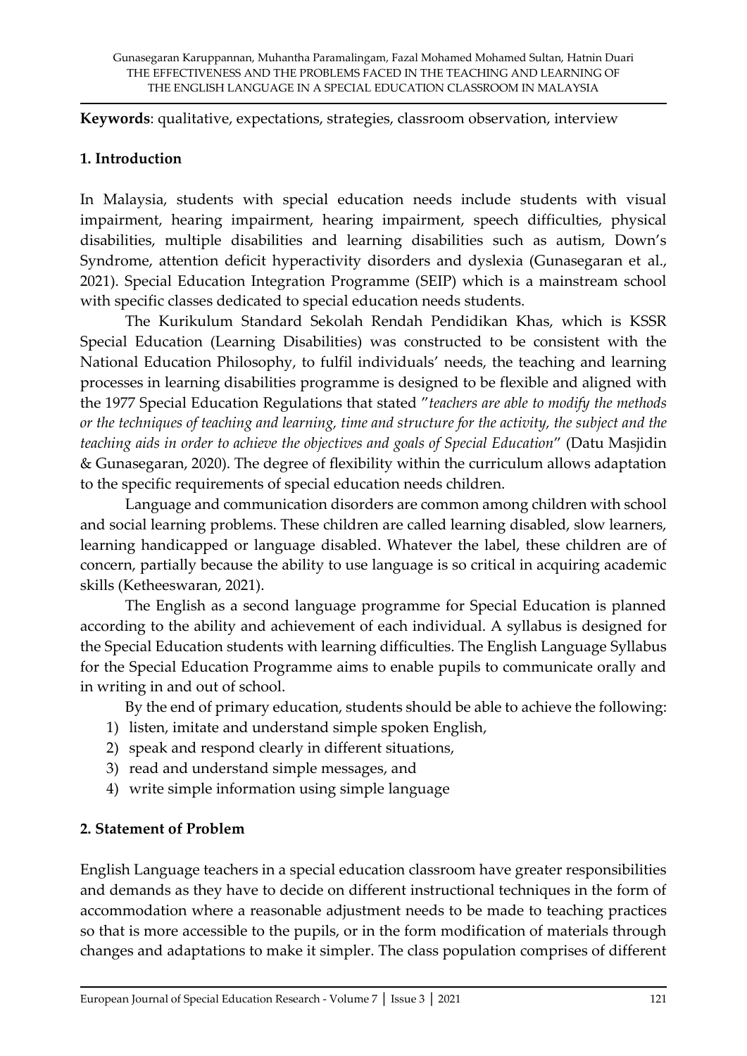**Keywords**: qualitative, expectations, strategies, classroom observation, interview

## 1. Introduction

In Malaysia, students with special education needs include students with visual impairment, hearing impairment, hearing impairment, speech difficulties, physical disabilities, multiple disabilities and learning disabilities such as autism, Down's Syndrome, attention deficit hyperactivity disorders and dyslexia (Gunasegaran et al., 2021). Special Education Integration Programme (SEIP) which is a mainstream school with specific classes dedicated to special education needs students.

The Kurikulum Standard Sekolah Rendah Pendidikan Khas, which is KSSR Special Education (Learning Disabilities) was constructed to be consistent with the National Education Philosophy, to fulfil individuals' needs, the teaching and learning processes in learning disabilities programme is designed to be flexible and aligned with the 1977 Special Education Regulations that stated "*teachers are able to modify the methods or the techniques of teaching and learning, time and structure for the activity, the subject and the teaching aids in order to achieve the objectives and goals of Special Education*" (Datu Masjidin & Gunasegaran, 2020). The degree of flexibility within the curriculum allows adaptation to the specific requirements of special education needs children.

Language and communication disorders are common among children with school and social learning problems. These children are called learning disabled, slow learners, learning handicapped or language disabled. Whatever the label, these children are of concern, partially because the ability to use language is so critical in acquiring academic skills (Ketheeswaran, 2021).

The English as a second language programme for Special Education is planned according to the ability and achievement of each individual. A syllabus is designed for the Special Education students with learning difficulties. The English Language Syllabus for the Special Education Programme aims to enable pupils to communicate orally and in writing in and out of school.

By the end of primary education, students should be able to achieve the following:

1) listen, imitate and understand simple spoken English,
2) speak and respond clearly in different situations,
3) read and understand simple messages, and
4) write simple information using simple language

## 2. Statement of Problem

English Language teachers in a special education classroom have greater responsibilities and demands as they have to decide on different instructional techniques in the form of accommodation where a reasonable adjustment needs to be made to teaching practices so that is more accessible to the pupils, or in the form modification of materials through changes and adaptations to make it simpler. The class population comprises of different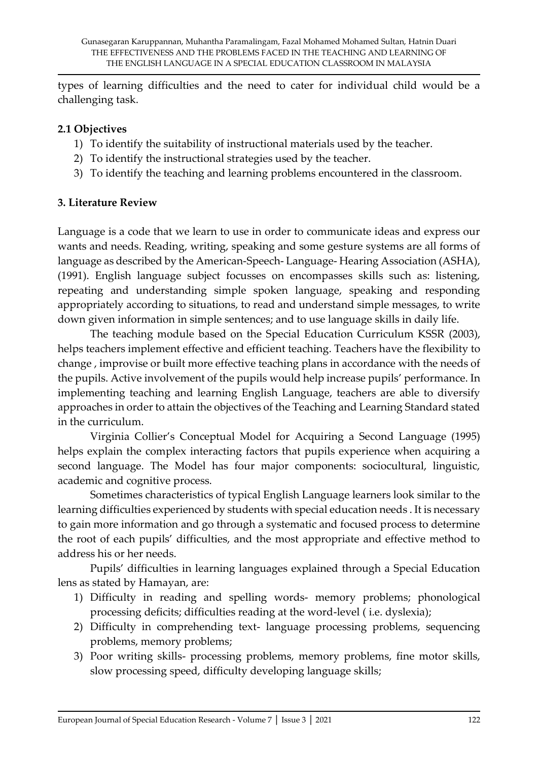types of learning difficulties and the need to cater for individual child would be a challenging task.

### 2.1 Objectives

1) To identify the suitability of instructional materials used by the teacher.
2) To identify the instructional strategies used by the teacher.
3) To identify the teaching and learning problems encountered in the classroom.

## 3. Literature Review

Language is a code that we learn to use in order to communicate ideas and express our wants and needs. Reading, writing, speaking and some gesture systems are all forms of language as described by the American-Speech- Language- Hearing Association (ASHA), (1991). English language subject focusses on encompasses skills such as: listening, repeating and understanding simple spoken language, speaking and responding appropriately according to situations, to read and understand simple messages, to write down given information in simple sentences; and to use language skills in daily life.

The teaching module based on the Special Education Curriculum KSSR (2003), helps teachers implement effective and efficient teaching. Teachers have the flexibility to change , improvise or built more effective teaching plans in accordance with the needs of the pupils. Active involvement of the pupils would help increase pupils' performance. In implementing teaching and learning English Language, teachers are able to diversify approaches in order to attain the objectives of the Teaching and Learning Standard stated in the curriculum.

Virginia Collier's Conceptual Model for Acquiring a Second Language (1995) helps explain the complex interacting factors that pupils experience when acquiring a second language. The Model has four major components: sociocultural, linguistic, academic and cognitive process.

Sometimes characteristics of typical English Language learners look similar to the learning difficulties experienced by students with special education needs . It is necessary to gain more information and go through a systematic and focused process to determine the root of each pupils' difficulties, and the most appropriate and effective method to address his or her needs.

Pupils' difficulties in learning languages explained through a Special Education lens as stated by Hamayan, are:

1) Difficulty in reading and spelling words- memory problems; phonological processing deficits; difficulties reading at the word-level ( i.e. dyslexia);
2) Difficulty in comprehending text- language processing problems, sequencing problems, memory problems;
3) Poor writing skills- processing problems, memory problems, fine motor skills, slow processing speed, difficulty developing language skills;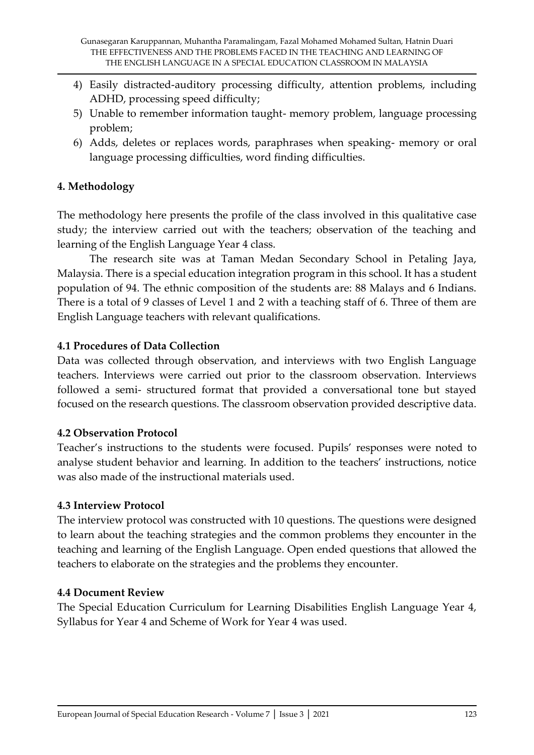4) Easily distracted-auditory processing difficulty, attention problems, including ADHD, processing speed difficulty;
5) Unable to remember information taught- memory problem, language processing problem;
6) Adds, deletes or replaces words, paraphrases when speaking- memory or oral language processing difficulties, word finding difficulties.

## 4. Methodology

The methodology here presents the profile of the class involved in this qualitative case study; the interview carried out with the teachers; observation of the teaching and learning of the English Language Year 4 class.

The research site was at Taman Medan Secondary School in Petaling Jaya, Malaysia. There is a special education integration program in this school. It has a student population of 94. The ethnic composition of the students are: 88 Malays and 6 Indians. There is a total of 9 classes of Level 1 and 2 with a teaching staff of 6. Three of them are English Language teachers with relevant qualifications.

### 4.1 Procedures of Data Collection

Data was collected through observation, and interviews with two English Language teachers. Interviews were carried out prior to the classroom observation. Interviews followed a semi- structured format that provided a conversational tone but stayed focused on the research questions. The classroom observation provided descriptive data.

### 4.2 Observation Protocol

Teacher's instructions to the students were focused. Pupils' responses were noted to analyse student behavior and learning. In addition to the teachers' instructions, notice was also made of the instructional materials used.

### 4.3 Interview Protocol

The interview protocol was constructed with 10 questions. The questions were designed to learn about the teaching strategies and the common problems they encounter in the teaching and learning of the English Language. Open ended questions that allowed the teachers to elaborate on the strategies and the problems they encounter.

### 4.4 Document Review

The Special Education Curriculum for Learning Disabilities English Language Year 4, Syllabus for Year 4 and Scheme of Work for Year 4 was used.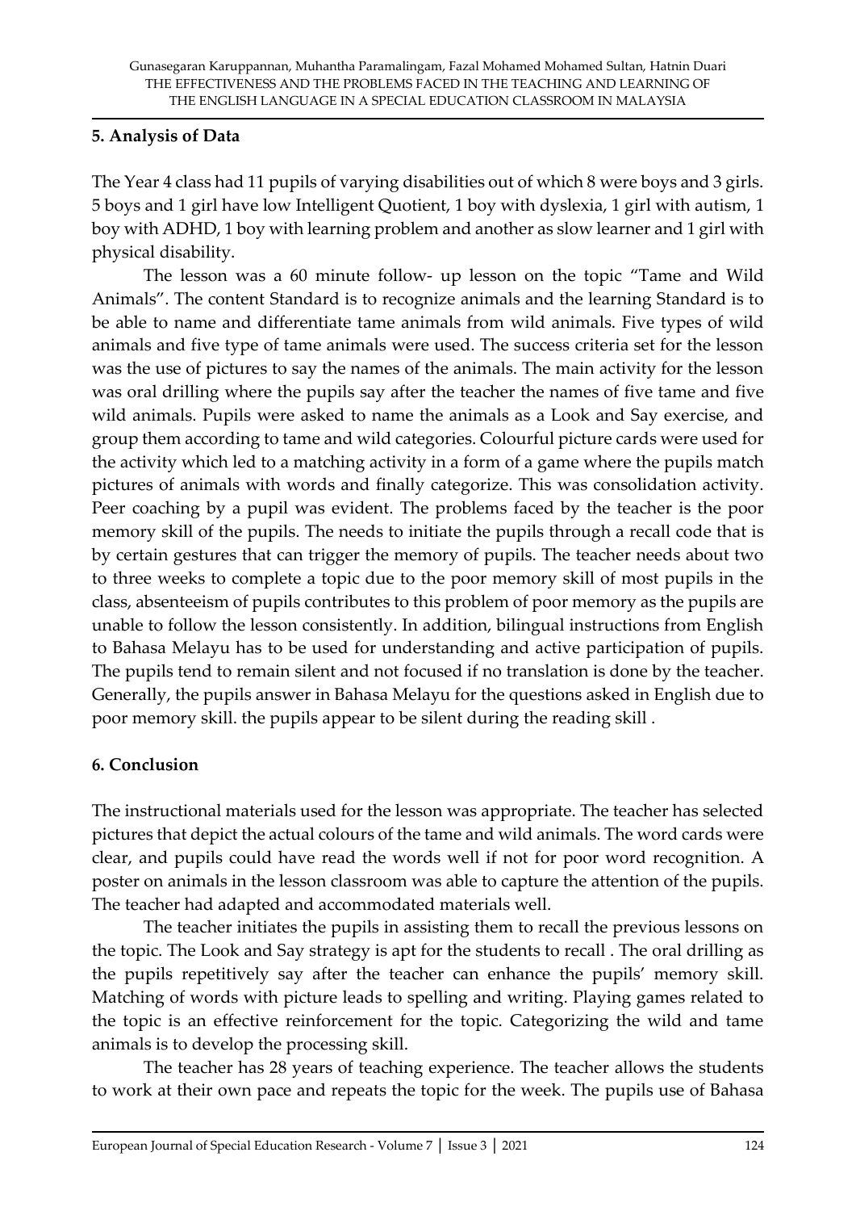## 5. Analysis of Data

The Year 4 class had 11 pupils of varying disabilities out of which 8 were boys and 3 girls. 5 boys and 1 girl have low Intelligent Quotient, 1 boy with dyslexia, 1 girl with autism, 1 boy with ADHD, 1 boy with learning problem and another as slow learner and 1 girl with physical disability.

The lesson was a 60 minute follow- up lesson on the topic "Tame and Wild Animals". The content Standard is to recognize animals and the learning Standard is to be able to name and differentiate tame animals from wild animals. Five types of wild animals and five type of tame animals were used. The success criteria set for the lesson was the use of pictures to say the names of the animals. The main activity for the lesson was oral drilling where the pupils say after the teacher the names of five tame and five wild animals. Pupils were asked to name the animals as a Look and Say exercise, and group them according to tame and wild categories. Colourful picture cards were used for the activity which led to a matching activity in a form of a game where the pupils match pictures of animals with words and finally categorize. This was consolidation activity. Peer coaching by a pupil was evident. The problems faced by the teacher is the poor memory skill of the pupils. The needs to initiate the pupils through a recall code that is by certain gestures that can trigger the memory of pupils. The teacher needs about two to three weeks to complete a topic due to the poor memory skill of most pupils in the class, absenteeism of pupils contributes to this problem of poor memory as the pupils are unable to follow the lesson consistently. In addition, bilingual instructions from English to Bahasa Melayu has to be used for understanding and active participation of pupils. The pupils tend to remain silent and not focused if no translation is done by the teacher. Generally, the pupils answer in Bahasa Melayu for the questions asked in English due to poor memory skill. the pupils appear to be silent during the reading skill .

## 6. Conclusion

The instructional materials used for the lesson was appropriate. The teacher has selected pictures that depict the actual colours of the tame and wild animals. The word cards were clear, and pupils could have read the words well if not for poor word recognition. A poster on animals in the lesson classroom was able to capture the attention of the pupils. The teacher had adapted and accommodated materials well.

The teacher initiates the pupils in assisting them to recall the previous lessons on the topic. The Look and Say strategy is apt for the students to recall . The oral drilling as the pupils repetitively say after the teacher can enhance the pupils' memory skill. Matching of words with picture leads to spelling and writing. Playing games related to the topic is an effective reinforcement for the topic. Categorizing the wild and tame animals is to develop the processing skill.

The teacher has 28 years of teaching experience. The teacher allows the students to work at their own pace and repeats the topic for the week. The pupils use of Bahasa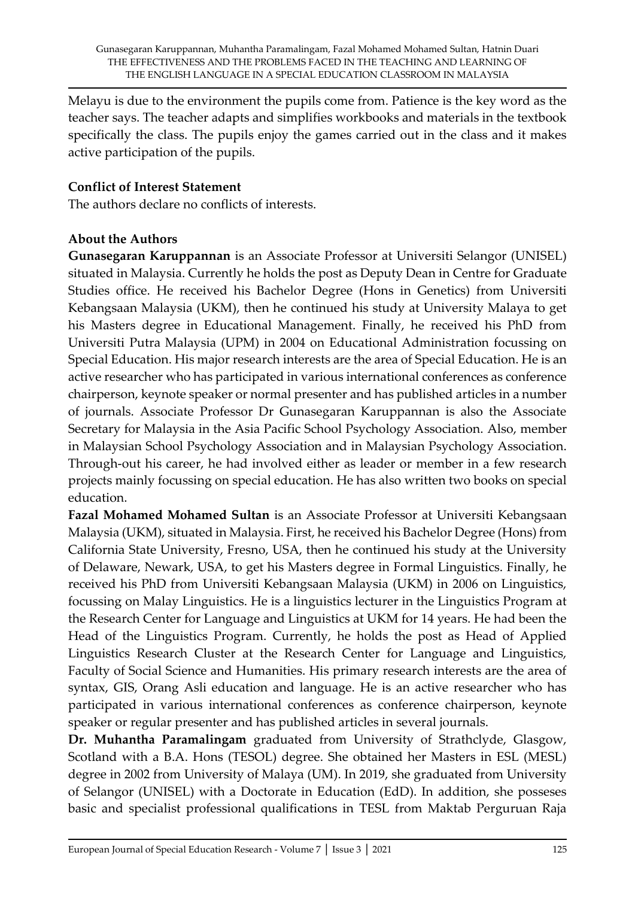Melayu is due to the environment the pupils come from. Patience is the key word as the teacher says. The teacher adapts and simplifies workbooks and materials in the textbook specifically the class. The pupils enjoy the games carried out in the class and it makes active participation of the pupils.

**Conflict of Interest Statement**

The authors declare no conflicts of interests.

**About the Authors**

**Gunasegaran Karuppannan** is an Associate Professor at Universiti Selangor (UNISEL) situated in Malaysia. Currently he holds the post as Deputy Dean in Centre for Graduate Studies office. He received his Bachelor Degree (Hons in Genetics) from Universiti Kebangsaan Malaysia (UKM), then he continued his study at University Malaya to get his Masters degree in Educational Management. Finally, he received his PhD from Universiti Putra Malaysia (UPM) in 2004 on Educational Administration focussing on Special Education. His major research interests are the area of Special Education. He is an active researcher who has participated in various international conferences as conference chairperson, keynote speaker or normal presenter and has published articles in a number of journals. Associate Professor Dr Gunasegaran Karuppannan is also the Associate Secretary for Malaysia in the Asia Pacific School Psychology Association. Also, member in Malaysian School Psychology Association and in Malaysian Psychology Association. Through-out his career, he had involved either as leader or member in a few research projects mainly focussing on special education. He has also written two books on special education.

**Fazal Mohamed Mohamed Sultan** is an Associate Professor at Universiti Kebangsaan Malaysia (UKM), situated in Malaysia. First, he received his Bachelor Degree (Hons) from California State University, Fresno, USA, then he continued his study at the University of Delaware, Newark, USA, to get his Masters degree in Formal Linguistics. Finally, he received his PhD from Universiti Kebangsaan Malaysia (UKM) in 2006 on Linguistics, focussing on Malay Linguistics. He is a linguistics lecturer in the Linguistics Program at the Research Center for Language and Linguistics at UKM for 14 years. He had been the Head of the Linguistics Program. Currently, he holds the post as Head of Applied Linguistics Research Cluster at the Research Center for Language and Linguistics, Faculty of Social Science and Humanities. His primary research interests are the area of syntax, GIS, Orang Asli education and language. He is an active researcher who has participated in various international conferences as conference chairperson, keynote speaker or regular presenter and has published articles in several journals.

**Dr. Muhantha Paramalingam** graduated from University of Strathclyde, Glasgow, Scotland with a B.A. Hons (TESOL) degree. She obtained her Masters in ESL (MESL) degree in 2002 from University of Malaya (UM). In 2019, she graduated from University of Selangor (UNISEL) with a Doctorate in Education (EdD). In addition, she posseses basic and specialist professional qualifications in TESL from Maktab Perguruan Raja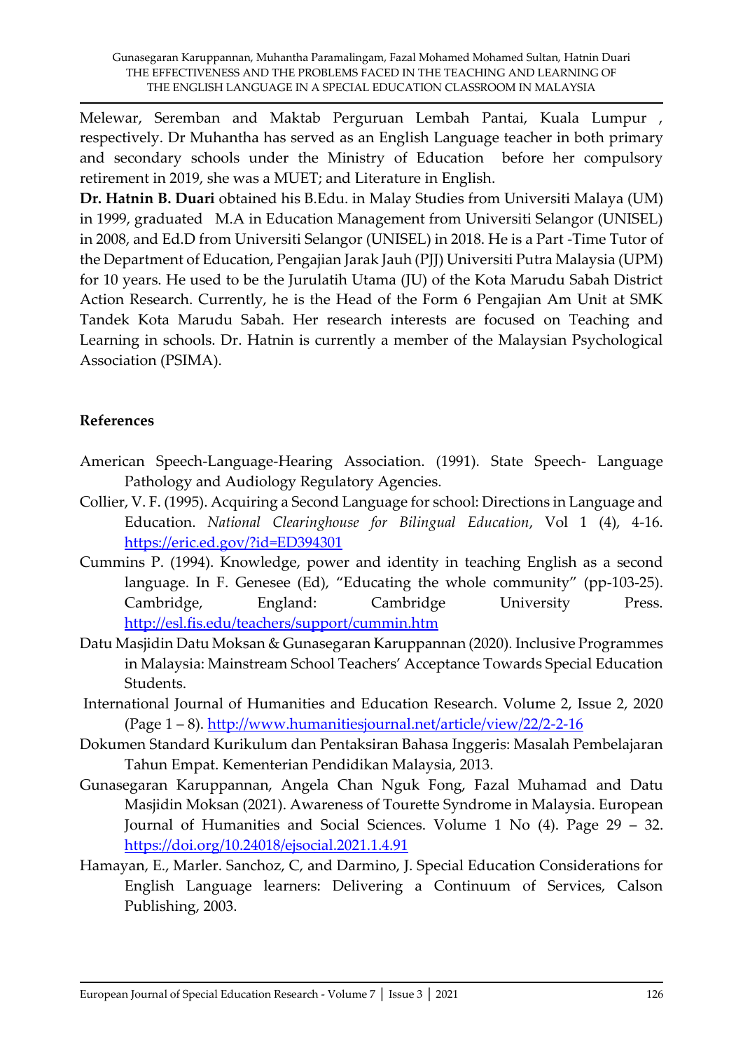Melewar, Seremban and Maktab Perguruan Lembah Pantai, Kuala Lumpur , respectively. Dr Muhantha has served as an English Language teacher in both primary and secondary schools under the Ministry of Education before her compulsory retirement in 2019, she was a MUET; and Literature in English.

**Dr. Hatnin B. Duari** obtained his B.Edu. in Malay Studies from Universiti Malaya (UM) in 1999, graduated M.A in Education Management from Universiti Selangor (UNISEL) in 2008, and Ed.D from Universiti Selangor (UNISEL) in 2018. He is a Part -Time Tutor of the Department of Education, Pengajian Jarak Jauh (PJJ) Universiti Putra Malaysia (UPM) for 10 years. He used to be the Jurulatih Utama (JU) of the Kota Marudu Sabah District Action Research. Currently, he is the Head of the Form 6 Pengajian Am Unit at SMK Tandek Kota Marudu Sabah. Her research interests are focused on Teaching and Learning in schools. Dr. Hatnin is currently a member of the Malaysian Psychological Association (PSIMA).

## References

American Speech-Language-Hearing Association. (1991). State Speech- Language Pathology and Audiology Regulatory Agencies.

Collier, V. F. (1995). Acquiring a Second Language for school: Directions in Language and Education. *National Clearinghouse for Bilingual Education*, Vol 1 (4), 4-16. https://eric.ed.gov/?id=ED394301

Cummins P. (1994). Knowledge, power and identity in teaching English as a second language. In F. Genesee (Ed), "Educating the whole community" (pp-103-25). Cambridge, England: Cambridge University Press. http://esl.fis.edu/teachers/support/cummin.htm

Datu Masjidin Datu Moksan & Gunasegaran Karuppannan (2020). Inclusive Programmes in Malaysia: Mainstream School Teachers' Acceptance Towards Special Education Students.

International Journal of Humanities and Education Research. Volume 2, Issue 2, 2020 (Page 1 – 8). http://www.humanitiesjournal.net/article/view/22/2-2-16

Dokumen Standard Kurikulum dan Pentaksiran Bahasa Inggeris: Masalah Pembelajaran Tahun Empat. Kementerian Pendidikan Malaysia, 2013.

Gunasegaran Karuppannan, Angela Chan Nguk Fong, Fazal Muhamad and Datu Masjidin Moksan (2021). Awareness of Tourette Syndrome in Malaysia. European Journal of Humanities and Social Sciences. Volume 1 No (4). Page 29 – 32. https://doi.org/10.24018/ejsocial.2021.1.4.91

Hamayan, E., Marler. Sanchoz, C, and Darmino, J. Special Education Considerations for English Language learners: Delivering a Continuum of Services, Calson Publishing, 2003.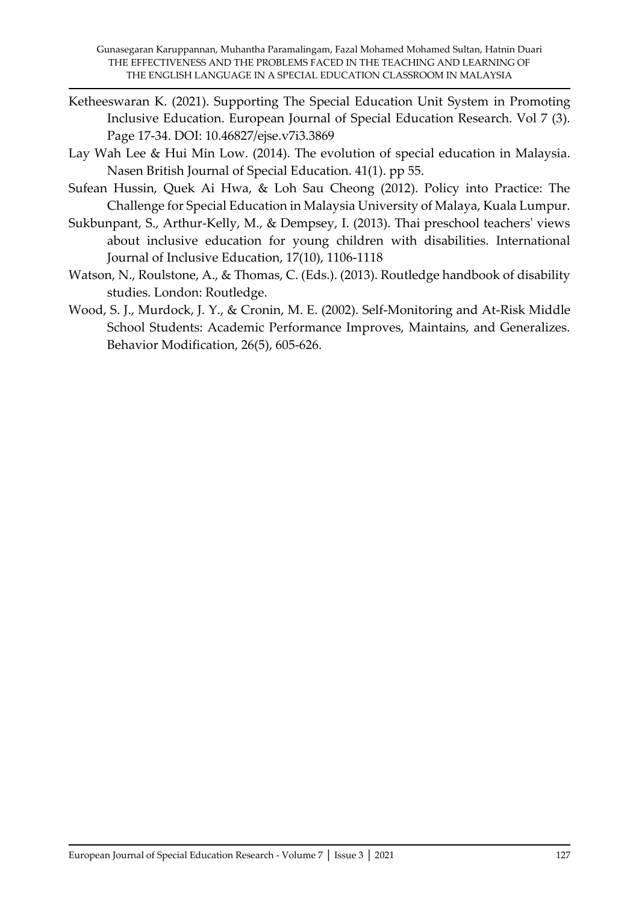Ketheeswaran K. (2021). Supporting The Special Education Unit System in Promoting Inclusive Education. European Journal of Special Education Research. Vol 7 (3). Page 17-34. DOI: 10.46827/ejse.v7i3.3869

Lay Wah Lee & Hui Min Low. (2014). The evolution of special education in Malaysia. Nasen British Journal of Special Education. 41(1). pp 55.

Sufean Hussin, Quek Ai Hwa, & Loh Sau Cheong (2012). Policy into Practice: The Challenge for Special Education in Malaysia University of Malaya, Kuala Lumpur.

Sukbunpant, S., Arthur-Kelly, M., & Dempsey, I. (2013). Thai preschool teachers' views about inclusive education for young children with disabilities. International Journal of Inclusive Education, 17(10), 1106-1118

Watson, N., Roulstone, A., & Thomas, C. (Eds.). (2013). Routledge handbook of disability studies. London: Routledge.

Wood, S. J., Murdock, J. Y., & Cronin, M. E. (2002). Self-Monitoring and At-Risk Middle School Students: Academic Performance Improves, Maintains, and Generalizes. Behavior Modification, 26(5), 605-626.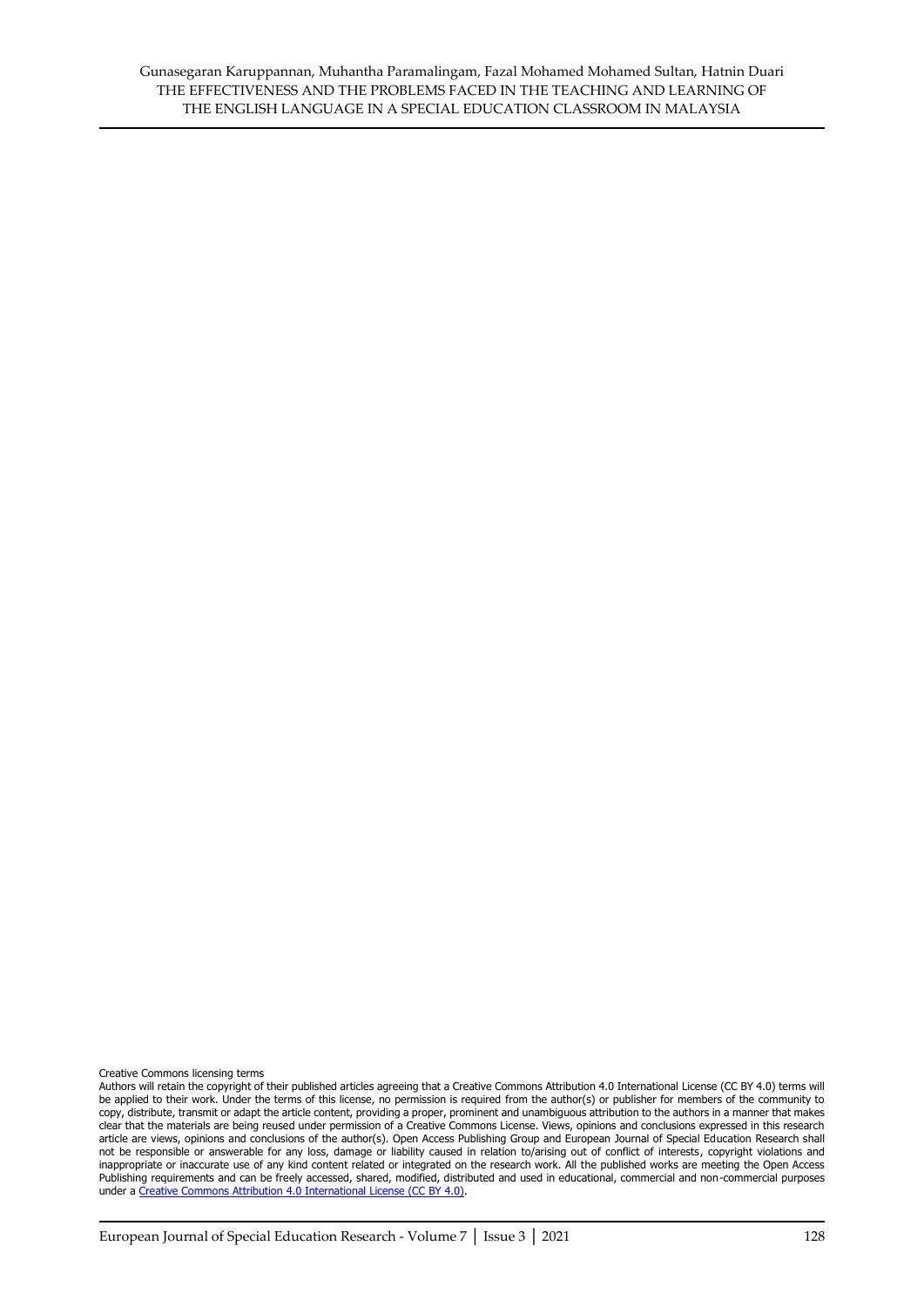Creative Commons licensing terms

Authors will retain the copyright of their published articles agreeing that a Creative Commons Attribution 4.0 International License (CC BY 4.0) terms will be applied to their work. Under the terms of this license, no permission is required from the author(s) or publisher for members of the community to copy, distribute, transmit or adapt the article content, providing a proper, prominent and unambiguous attribution to the authors in a manner that makes clear that the materials are being reused under permission of a Creative Commons License. Views, opinions and conclusions expressed in this research article are views, opinions and conclusions of the author(s). Open Access Publishing Group and European Journal of Special Education Research shall not be responsible or answerable for any loss, damage or liability caused in relation to/arising out of conflict of interests, copyright violations and inappropriate or inaccurate use of any kind content related or integrated on the research work. All the published works are meeting the Open Access Publishing requirements and can be freely accessed, shared, modified, distributed and used in educational, commercial and non-commercial purposes under a [Creative Commons Attribution 4.0 International License (CC BY 4.0)](https://creativecommons.org/licenses/by/4.0/).